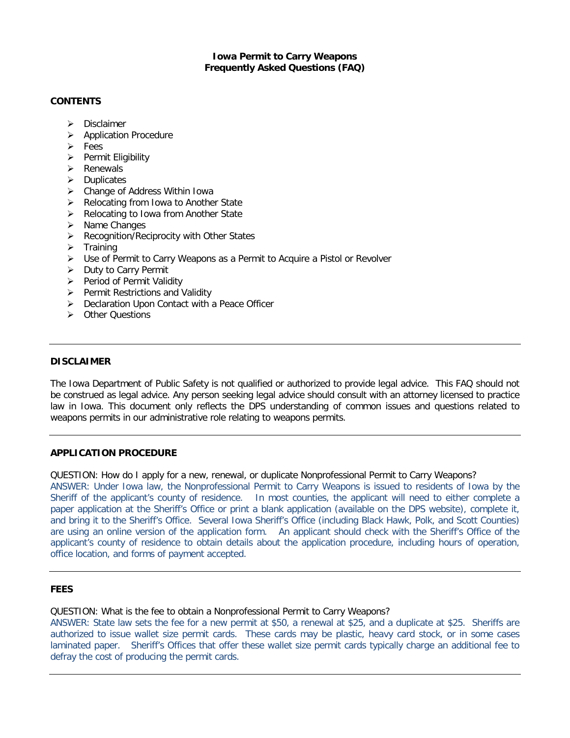# Iowa Permit to Carry Weapons
# Frequently Asked Questions (FAQ)

## CONTENTS

- Disclaimer
- Application Procedure
- Fees
- Permit Eligibility
- Renewals
- Duplicates
- Change of Address Within Iowa
- Relocating from Iowa to Another State
- Relocating to Iowa from Another State
- Name Changes
- Recognition/Reciprocity with Other States
- Training
- Use of Permit to Carry Weapons as a Permit to Acquire a Pistol or Revolver
- Duty to Carry Permit
- Period of Permit Validity
- Permit Restrictions and Validity
- Declaration Upon Contact with a Peace Officer
- Other Questions

---

## DISCLAIMER

The Iowa Department of Public Safety is not qualified or authorized to provide legal advice. This FAQ should not be construed as legal advice. Any person seeking legal advice should consult with an attorney licensed to practice law in Iowa. This document only reflects the DPS understanding of common issues and questions related to weapons permits in our administrative role relating to weapons permits.

---

## APPLICATION PROCEDURE

QUESTION: How do I apply for a new, renewal, or duplicate Nonprofessional Permit to Carry Weapons?

ANSWER: Under Iowa law, the Nonprofessional Permit to Carry Weapons is issued to residents of Iowa by the Sheriff of the applicant's county of residence. In most counties, the applicant will need to either complete a paper application at the Sheriff's Office or print a blank application (available on the DPS website), complete it, and bring it to the Sheriff's Office. Several Iowa Sheriff's Office (including Black Hawk, Polk, and Scott Counties) are using an online version of the application form. An applicant should check with the Sheriff's Office of the applicant's county of residence to obtain details about the application procedure, including hours of operation, office location, and forms of payment accepted.

---

## FEES

QUESTION: What is the fee to obtain a Nonprofessional Permit to Carry Weapons?

ANSWER: State law sets the fee for a new permit at $50, a renewal at $25, and a duplicate at $25. Sheriffs are authorized to issue wallet size permit cards. These cards may be plastic, heavy card stock, or in some cases laminated paper. Sheriff's Offices that offer these wallet size permit cards typically charge an additional fee to defray the cost of producing the permit cards.

---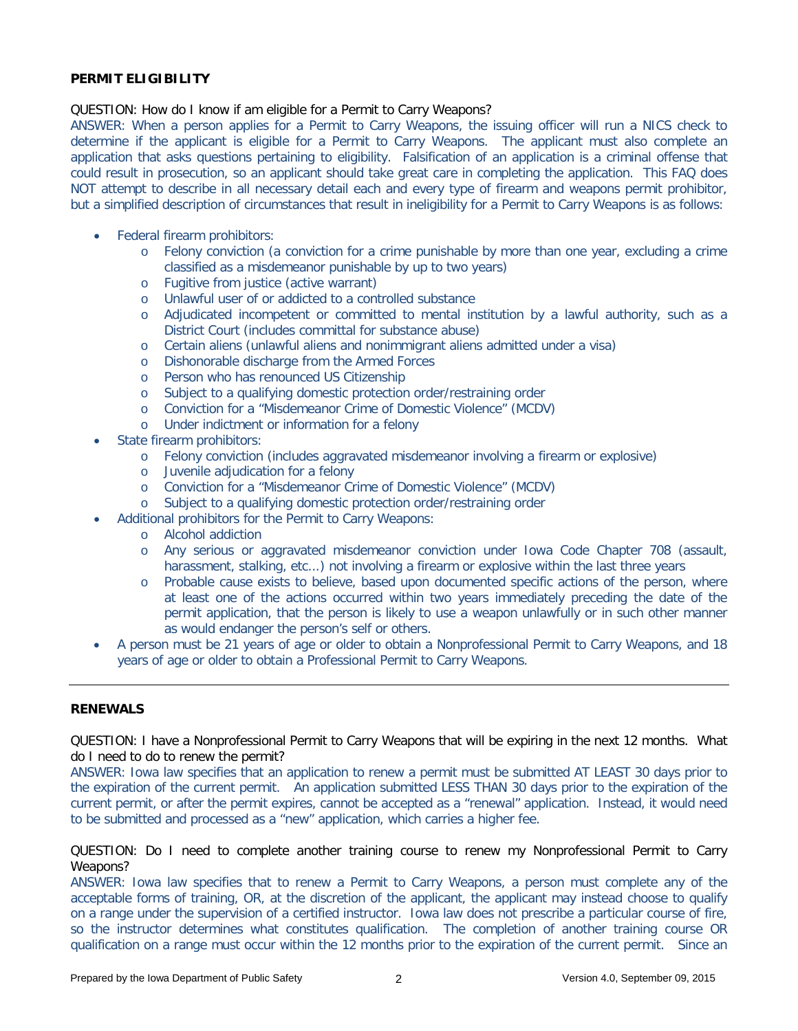**PERMIT ELIGIBILITY**

QUESTION: How do I know if am eligible for a Permit to Carry Weapons?

ANSWER: When a person applies for a Permit to Carry Weapons, the issuing officer will run a NICS check to determine if the applicant is eligible for a Permit to Carry Weapons. The applicant must also complete an application that asks questions pertaining to eligibility. Falsification of an application is a criminal offense that could result in prosecution, so an applicant should take great care in completing the application. This FAQ does NOT attempt to describe in all necessary detail each and every type of firearm and weapons permit prohibitor, but a simplified description of circumstances that result in ineligibility for a Permit to Carry Weapons is as follows:

- Federal firearm prohibitors:
  - Felony conviction (a conviction for a crime punishable by more than one year, excluding a crime classified as a misdemeanor punishable by up to two years)
  - Fugitive from justice (active warrant)
  - Unlawful user of or addicted to a controlled substance
  - Adjudicated incompetent or committed to mental institution by a lawful authority, such as a District Court (includes committal for substance abuse)
  - Certain aliens (unlawful aliens and nonimmigrant aliens admitted under a visa)
  - Dishonorable discharge from the Armed Forces
  - Person who has renounced US Citizenship
  - Subject to a qualifying domestic protection order/restraining order
  - Conviction for a "Misdemeanor Crime of Domestic Violence" (MCDV)
  - Under indictment or information for a felony
- State firearm prohibitors:
  - Felony conviction (includes aggravated misdemeanor involving a firearm or explosive)
  - Juvenile adjudication for a felony
  - Conviction for a "Misdemeanor Crime of Domestic Violence" (MCDV)
  - Subject to a qualifying domestic protection order/restraining order
- Additional prohibitors for the Permit to Carry Weapons:
  - Alcohol addiction
  - Any serious or aggravated misdemeanor conviction under Iowa Code Chapter 708 (assault, harassment, stalking, etc...) not involving a firearm or explosive within the last three years
  - Probable cause exists to believe, based upon documented specific actions of the person, where at least one of the actions occurred within two years immediately preceding the date of the permit application, that the person is likely to use a weapon unlawfully or in such other manner as would endanger the person's self or others.
- A person must be 21 years of age or older to obtain a Nonprofessional Permit to Carry Weapons, and 18 years of age or older to obtain a Professional Permit to Carry Weapons.

---

**RENEWALS**

QUESTION: I have a Nonprofessional Permit to Carry Weapons that will be expiring in the next 12 months. What do I need to do to renew the permit?

ANSWER: Iowa law specifies that an application to renew a permit must be submitted AT LEAST 30 days prior to the expiration of the current permit. An application submitted LESS THAN 30 days prior to the expiration of the current permit, or after the permit expires, cannot be accepted as a "renewal" application. Instead, it would need to be submitted and processed as a "new" application, which carries a higher fee.

QUESTION: Do I need to complete another training course to renew my Nonprofessional Permit to Carry Weapons?

ANSWER: Iowa law specifies that to renew a Permit to Carry Weapons, a person must complete any of the acceptable forms of training, OR, at the discretion of the applicant, the applicant may instead choose to qualify on a range under the supervision of a certified instructor. Iowa law does not prescribe a particular course of fire, so the instructor determines what constitutes qualification. The completion of another training course OR qualification on a range must occur within the 12 months prior to the expiration of the current permit. Since an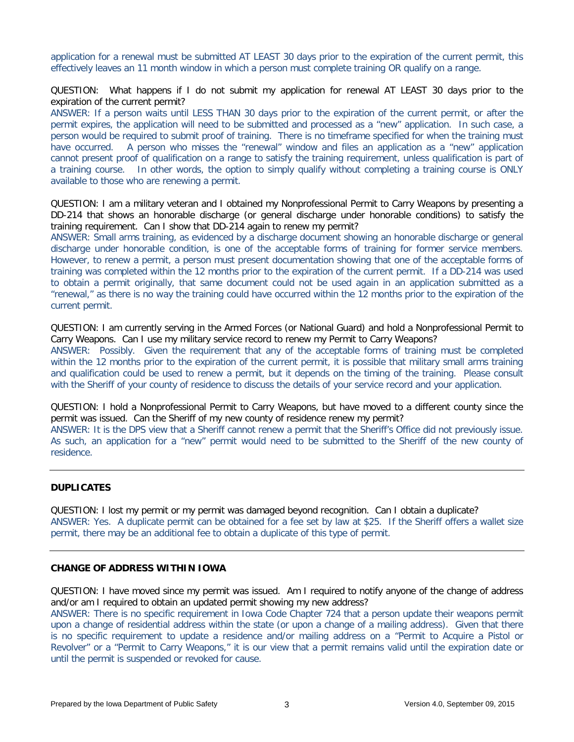application for a renewal must be submitted AT LEAST 30 days prior to the expiration of the current permit, this effectively leaves an 11 month window in which a person must complete training OR qualify on a range.

QUESTION: What happens if I do not submit my application for renewal AT LEAST 30 days prior to the expiration of the current permit?

ANSWER: If a person waits until LESS THAN 30 days prior to the expiration of the current permit, or after the permit expires, the application will need to be submitted and processed as a "new" application. In such case, a person would be required to submit proof of training. There is no timeframe specified for when the training must have occurred. A person who misses the "renewal" window and files an application as a "new" application cannot present proof of qualification on a range to satisfy the training requirement, unless qualification is part of a training course. In other words, the option to simply qualify without completing a training course is ONLY available to those who are renewing a permit.

QUESTION: I am a military veteran and I obtained my Nonprofessional Permit to Carry Weapons by presenting a DD-214 that shows an honorable discharge (or general discharge under honorable conditions) to satisfy the training requirement. Can I show that DD-214 again to renew my permit?

ANSWER: Small arms training, as evidenced by a discharge document showing an honorable discharge or general discharge under honorable condition, is one of the acceptable forms of training for former service members. However, to renew a permit, a person must present documentation showing that one of the acceptable forms of training was completed within the 12 months prior to the expiration of the current permit. If a DD-214 was used to obtain a permit originally, that same document could not be used again in an application submitted as a "renewal," as there is no way the training could have occurred within the 12 months prior to the expiration of the current permit.

QUESTION: I am currently serving in the Armed Forces (or National Guard) and hold a Nonprofessional Permit to Carry Weapons. Can I use my military service record to renew my Permit to Carry Weapons?

ANSWER: Possibly. Given the requirement that any of the acceptable forms of training must be completed within the 12 months prior to the expiration of the current permit, it is possible that military small arms training and qualification could be used to renew a permit, but it depends on the timing of the training. Please consult with the Sheriff of your county of residence to discuss the details of your service record and your application.

QUESTION: I hold a Nonprofessional Permit to Carry Weapons, but have moved to a different county since the permit was issued. Can the Sheriff of my new county of residence renew my permit?

ANSWER: It is the DPS view that a Sheriff cannot renew a permit that the Sheriff's Office did not previously issue. As such, an application for a "new" permit would need to be submitted to the Sheriff of the new county of residence.

---

**DUPLICATES**

QUESTION: I lost my permit or my permit was damaged beyond recognition. Can I obtain a duplicate?

ANSWER: Yes. A duplicate permit can be obtained for a fee set by law at $25. If the Sheriff offers a wallet size permit, there may be an additional fee to obtain a duplicate of this type of permit.

---

**CHANGE OF ADDRESS WITHIN IOWA**

QUESTION: I have moved since my permit was issued. Am I required to notify anyone of the change of address and/or am I required to obtain an updated permit showing my new address?

ANSWER: There is no specific requirement in Iowa Code Chapter 724 that a person update their weapons permit upon a change of residential address within the state (or upon a change of a mailing address). Given that there is no specific requirement to update a residence and/or mailing address on a "Permit to Acquire a Pistol or Revolver" or a "Permit to Carry Weapons," it is our view that a permit remains valid until the expiration date or until the permit is suspended or revoked for cause.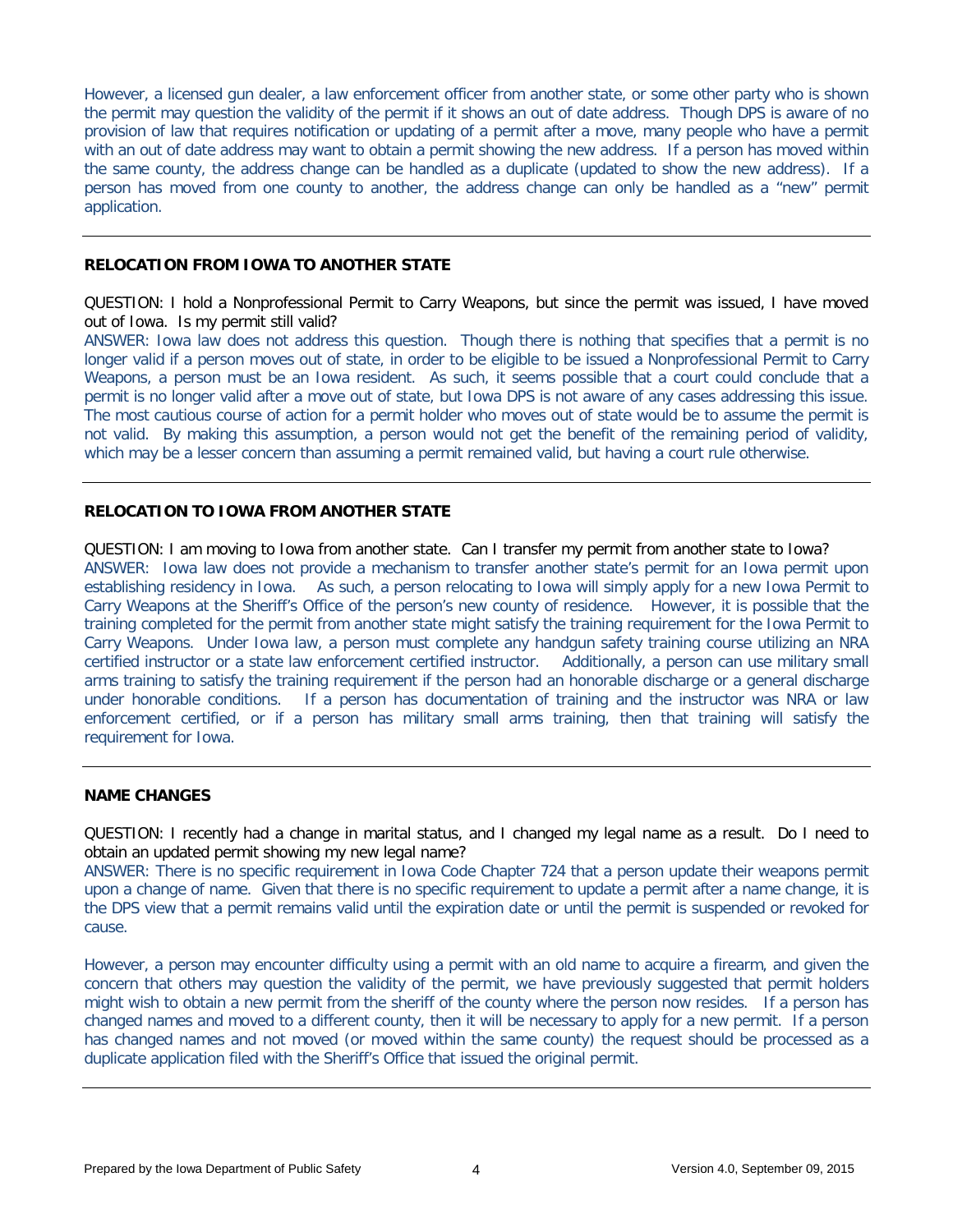However, a licensed gun dealer, a law enforcement officer from another state, or some other party who is shown the permit may question the validity of the permit if it shows an out of date address. Though DPS is aware of no provision of law that requires notification or updating of a permit after a move, many people who have a permit with an out of date address may want to obtain a permit showing the new address. If a person has moved within the same county, the address change can be handled as a duplicate (updated to show the new address). If a person has moved from one county to another, the address change can only be handled as a "new" permit application.

---

**RELOCATION FROM IOWA TO ANOTHER STATE**

QUESTION: I hold a Nonprofessional Permit to Carry Weapons, but since the permit was issued, I have moved out of Iowa. Is my permit still valid?

ANSWER: Iowa law does not address this question. Though there is nothing that specifies that a permit is no longer valid if a person moves out of state, in order to be eligible to be issued a Nonprofessional Permit to Carry Weapons, a person must be an Iowa resident. As such, it seems possible that a court could conclude that a permit is no longer valid after a move out of state, but Iowa DPS is not aware of any cases addressing this issue. The most cautious course of action for a permit holder who moves out of state would be to assume the permit is not valid. By making this assumption, a person would not get the benefit of the remaining period of validity, which may be a lesser concern than assuming a permit remained valid, but having a court rule otherwise.

---

**RELOCATION TO IOWA FROM ANOTHER STATE**

QUESTION: I am moving to Iowa from another state. Can I transfer my permit from another state to Iowa?

ANSWER: Iowa law does not provide a mechanism to transfer another state's permit for an Iowa permit upon establishing residency in Iowa. As such, a person relocating to Iowa will simply apply for a new Iowa Permit to Carry Weapons at the Sheriff's Office of the person's new county of residence. However, it is possible that the training completed for the permit from another state might satisfy the training requirement for the Iowa Permit to Carry Weapons. Under Iowa law, a person must complete any handgun safety training course utilizing an NRA certified instructor or a state law enforcement certified instructor. Additionally, a person can use military small arms training to satisfy the training requirement if the person had an honorable discharge or a general discharge under honorable conditions. If a person has documentation of training and the instructor was NRA or law enforcement certified, or if a person has military small arms training, then that training will satisfy the requirement for Iowa.

---

**NAME CHANGES**

QUESTION: I recently had a change in marital status, and I changed my legal name as a result. Do I need to obtain an updated permit showing my new legal name?

ANSWER: There is no specific requirement in Iowa Code Chapter 724 that a person update their weapons permit upon a change of name. Given that there is no specific requirement to update a permit after a name change, it is the DPS view that a permit remains valid until the expiration date or until the permit is suspended or revoked for cause.

However, a person may encounter difficulty using a permit with an old name to acquire a firearm, and given the concern that others may question the validity of the permit, we have previously suggested that permit holders might wish to obtain a new permit from the sheriff of the county where the person now resides. If a person has changed names and moved to a different county, then it will be necessary to apply for a new permit. If a person has changed names and not moved (or moved within the same county) the request should be processed as a duplicate application filed with the Sheriff's Office that issued the original permit.

---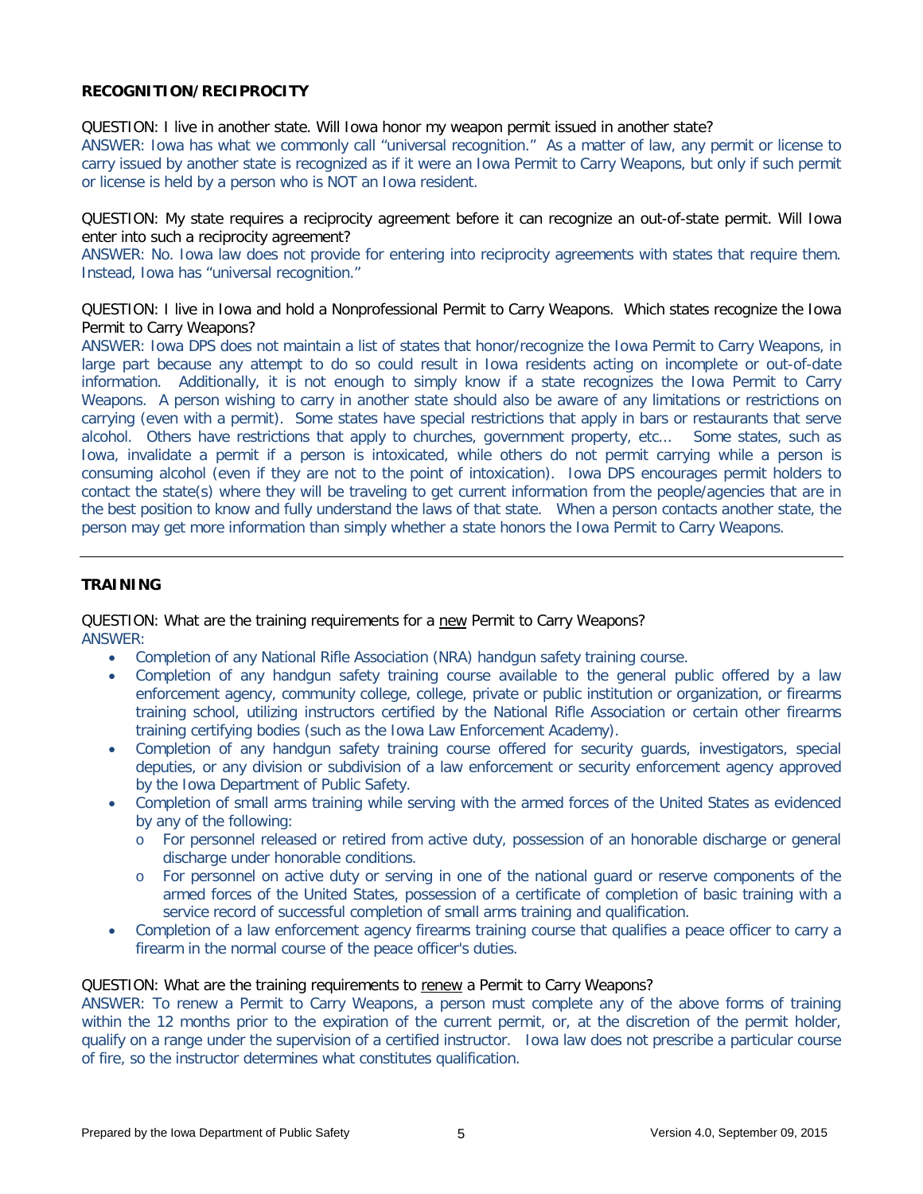## RECOGNITION/RECIPROCITY

QUESTION: I live in another state. Will Iowa honor my weapon permit issued in another state?

ANSWER: Iowa has what we commonly call "universal recognition." As a matter of law, any permit or license to carry issued by another state is recognized as if it were an Iowa Permit to Carry Weapons, but only if such permit or license is held by a person who is NOT an Iowa resident.

QUESTION: My state requires a reciprocity agreement before it can recognize an out-of-state permit. Will Iowa enter into such a reciprocity agreement?

ANSWER: No. Iowa law does not provide for entering into reciprocity agreements with states that require them. Instead, Iowa has "universal recognition."

QUESTION: I live in Iowa and hold a Nonprofessional Permit to Carry Weapons. Which states recognize the Iowa Permit to Carry Weapons?

ANSWER: Iowa DPS does not maintain a list of states that honor/recognize the Iowa Permit to Carry Weapons, in large part because any attempt to do so could result in Iowa residents acting on incomplete or out-of-date information. Additionally, it is not enough to simply know if a state recognizes the Iowa Permit to Carry Weapons. A person wishing to carry in another state should also be aware of any limitations or restrictions on carrying (even with a permit). Some states have special restrictions that apply in bars or restaurants that serve alcohol. Others have restrictions that apply to churches, government property, etc... Some states, such as Iowa, invalidate a permit if a person is intoxicated, while others do not permit carrying while a person is consuming alcohol (even if they are not to the point of intoxication). Iowa DPS encourages permit holders to contact the state(s) where they will be traveling to get current information from the people/agencies that are in the best position to know and fully understand the laws of that state. When a person contacts another state, the person may get more information than simply whether a state honors the Iowa Permit to Carry Weapons.

---

## TRAINING

QUESTION: What are the training requirements for a new Permit to Carry Weapons?

ANSWER:

- Completion of any National Rifle Association (NRA) handgun safety training course.
- Completion of any handgun safety training course available to the general public offered by a law enforcement agency, community college, college, private or public institution or organization, or firearms training school, utilizing instructors certified by the National Rifle Association or certain other firearms training certifying bodies (such as the Iowa Law Enforcement Academy).
- Completion of any handgun safety training course offered for security guards, investigators, special deputies, or any division or subdivision of a law enforcement or security enforcement agency approved by the Iowa Department of Public Safety.
- Completion of small arms training while serving with the armed forces of the United States as evidenced by any of the following:
  - For personnel released or retired from active duty, possession of an honorable discharge or general discharge under honorable conditions.
  - For personnel on active duty or serving in one of the national guard or reserve components of the armed forces of the United States, possession of a certificate of completion of basic training with a service record of successful completion of small arms training and qualification.
- Completion of a law enforcement agency firearms training course that qualifies a peace officer to carry a firearm in the normal course of the peace officer's duties.

QUESTION: What are the training requirements to renew a Permit to Carry Weapons?

ANSWER: To renew a Permit to Carry Weapons, a person must complete any of the above forms of training within the 12 months prior to the expiration of the current permit, or, at the discretion of the permit holder, qualify on a range under the supervision of a certified instructor. Iowa law does not prescribe a particular course of fire, so the instructor determines what constitutes qualification.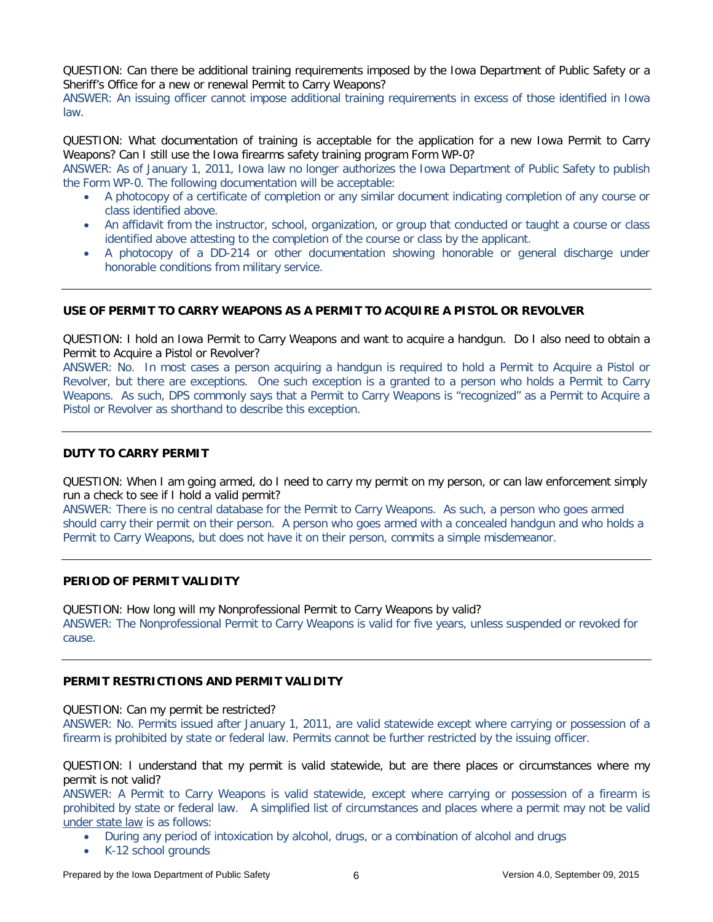QUESTION: Can there be additional training requirements imposed by the Iowa Department of Public Safety or a Sheriff's Office for a new or renewal Permit to Carry Weapons?

ANSWER: An issuing officer cannot impose additional training requirements in excess of those identified in Iowa law.

QUESTION: What documentation of training is acceptable for the application for a new Iowa Permit to Carry Weapons? Can I still use the Iowa firearms safety training program Form WP-0?

ANSWER: As of January 1, 2011, Iowa law no longer authorizes the Iowa Department of Public Safety to publish the Form WP-0. The following documentation will be acceptable:

- A photocopy of a certificate of completion or any similar document indicating completion of any course or class identified above.
- An affidavit from the instructor, school, organization, or group that conducted or taught a course or class identified above attesting to the completion of the course or class by the applicant.
- A photocopy of a DD-214 or other documentation showing honorable or general discharge under honorable conditions from military service.

---

## USE OF PERMIT TO CARRY WEAPONS AS A PERMIT TO ACQUIRE A PISTOL OR REVOLVER

QUESTION: I hold an Iowa Permit to Carry Weapons and want to acquire a handgun. Do I also need to obtain a Permit to Acquire a Pistol or Revolver?

ANSWER: No. In most cases a person acquiring a handgun is required to hold a Permit to Acquire a Pistol or Revolver, but there are exceptions. One such exception is a granted to a person who holds a Permit to Carry Weapons. As such, DPS commonly says that a Permit to Carry Weapons is "recognized" as a Permit to Acquire a Pistol or Revolver as shorthand to describe this exception.

---

## DUTY TO CARRY PERMIT

QUESTION: When I am going armed, do I need to carry my permit on my person, or can law enforcement simply run a check to see if I hold a valid permit?

ANSWER: There is no central database for the Permit to Carry Weapons. As such, a person who goes armed should carry their permit on their person. A person who goes armed with a concealed handgun and who holds a Permit to Carry Weapons, but does not have it on their person, commits a simple misdemeanor.

---

## PERIOD OF PERMIT VALIDITY

QUESTION: How long will my Nonprofessional Permit to Carry Weapons by valid?

ANSWER: The Nonprofessional Permit to Carry Weapons is valid for five years, unless suspended or revoked for cause.

---

## PERMIT RESTRICTIONS AND PERMIT VALIDITY

QUESTION: Can my permit be restricted?

ANSWER: No. Permits issued after January 1, 2011, are valid statewide except where carrying or possession of a firearm is prohibited by state or federal law. Permits cannot be further restricted by the issuing officer.

QUESTION: I understand that my permit is valid statewide, but are there places or circumstances where my permit is not valid?

ANSWER: A Permit to Carry Weapons is valid statewide, except where carrying or possession of a firearm is prohibited by state or federal law. A simplified list of circumstances and places where a permit may not be valid under state law is as follows:

- During any period of intoxication by alcohol, drugs, or a combination of alcohol and drugs
- K-12 school grounds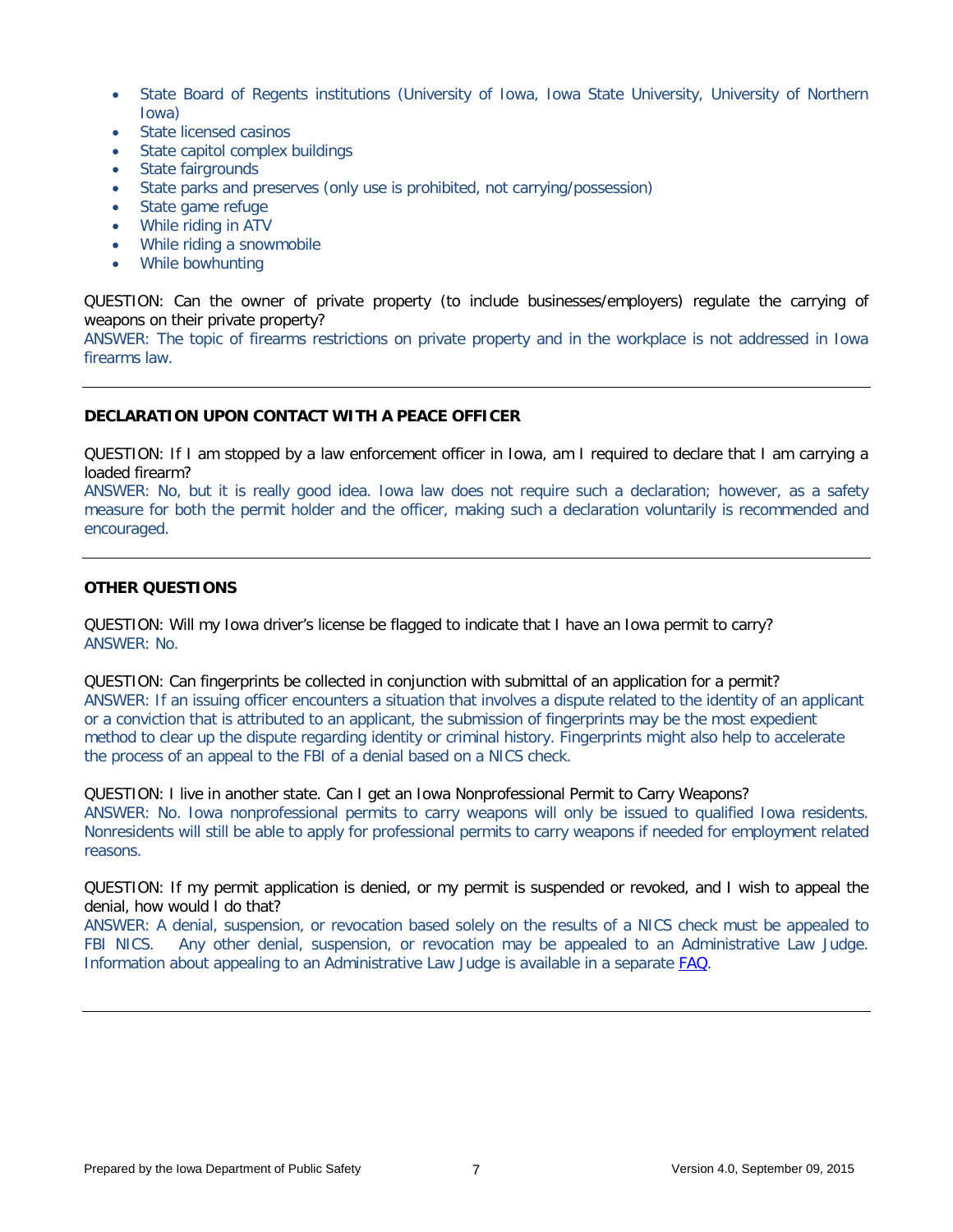- State Board of Regents institutions (University of Iowa, Iowa State University, University of Northern Iowa)
- State licensed casinos
- State capitol complex buildings
- State fairgrounds
- State parks and preserves (only use is prohibited, not carrying/possession)
- State game refuge
- While riding in ATV
- While riding a snowmobile
- While bowhunting

QUESTION: Can the owner of private property (to include businesses/employers) regulate the carrying of weapons on their private property?
ANSWER: The topic of firearms restrictions on private property and in the workplace is not addressed in Iowa firearms law.

---

**DECLARATION UPON CONTACT WITH A PEACE OFFICER**

QUESTION: If I am stopped by a law enforcement officer in Iowa, am I required to declare that I am carrying a loaded firearm?
ANSWER: No, but it is really good idea. Iowa law does not require such a declaration; however, as a safety measure for both the permit holder and the officer, making such a declaration voluntarily is recommended and encouraged.

---

**OTHER QUESTIONS**

QUESTION: Will my Iowa driver's license be flagged to indicate that I have an Iowa permit to carry?
ANSWER: No.

QUESTION: Can fingerprints be collected in conjunction with submittal of an application for a permit?
ANSWER: If an issuing officer encounters a situation that involves a dispute related to the identity of an applicant or a conviction that is attributed to an applicant, the submission of fingerprints may be the most expedient method to clear up the dispute regarding identity or criminal history. Fingerprints might also help to accelerate the process of an appeal to the FBI of a denial based on a NICS check.

QUESTION: I live in another state. Can I get an Iowa Nonprofessional Permit to Carry Weapons?
ANSWER: No. Iowa nonprofessional permits to carry weapons will only be issued to qualified Iowa residents. Nonresidents will still be able to apply for professional permits to carry weapons if needed for employment related reasons.

QUESTION: If my permit application is denied, or my permit is suspended or revoked, and I wish to appeal the denial, how would I do that?
ANSWER: A denial, suspension, or revocation based solely on the results of a NICS check must be appealed to FBI NICS. Any other denial, suspension, or revocation may be appealed to an Administrative Law Judge. Information about appealing to an Administrative Law Judge is available in a separate FAQ.

---